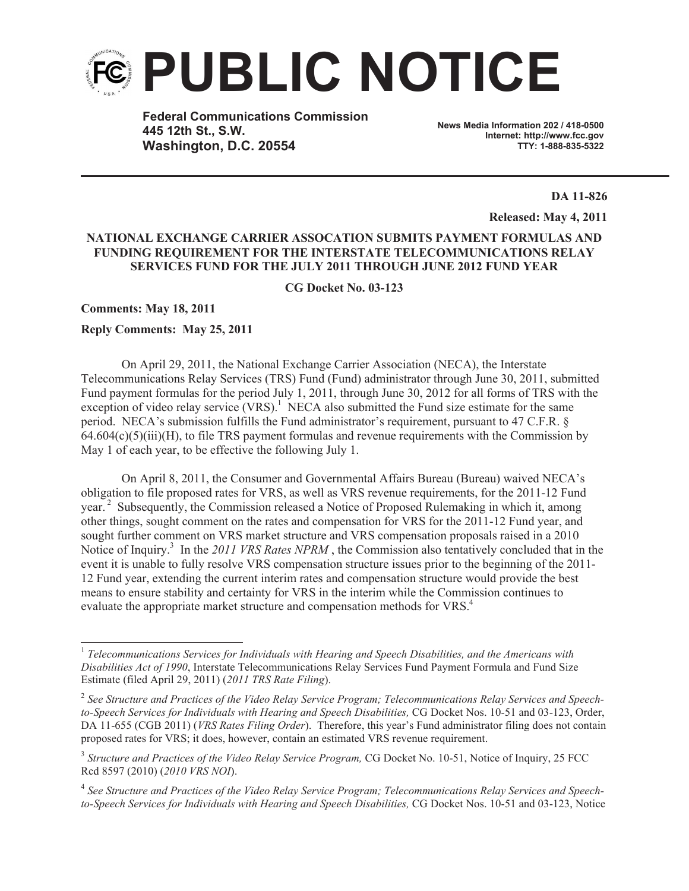# PUBLIC NOTICE

**Federal Communications Commission**
**445 12th St., S.W.**
**Washington, D.C. 20554**

**News Media Information 202 / 418-0500**
**Internet: http://www.fcc.gov**
**TTY: 1-888-835-5322**

**DA 11-826**

**Released: May 4, 2011**

**NATIONAL EXCHANGE CARRIER ASSOCATION SUBMITS PAYMENT FORMULAS AND FUNDING REQUIREMENT FOR THE INTERSTATE TELECOMMUNICATIONS RELAY SERVICES FUND FOR THE JULY 2011 THROUGH JUNE 2012 FUND YEAR**

**CG Docket No. 03-123**

**Comments: May 18, 2011**

**Reply Comments: May 25, 2011**

On April 29, 2011, the National Exchange Carrier Association (NECA), the Interstate Telecommunications Relay Services (TRS) Fund (Fund) administrator through June 30, 2011, submitted Fund payment formulas for the period July 1, 2011, through June 30, 2012 for all forms of TRS with the exception of video relay service (VRS).[1] NECA also submitted the Fund size estimate for the same period. NECA's submission fulfills the Fund administrator's requirement, pursuant to 47 C.F.R. § 64.604(c)(5)(iii)(H), to file TRS payment formulas and revenue requirements with the Commission by May 1 of each year, to be effective the following July 1.

On April 8, 2011, the Consumer and Governmental Affairs Bureau (Bureau) waived NECA's obligation to file proposed rates for VRS, as well as VRS revenue requirements, for the 2011-12 Fund year.[2] Subsequently, the Commission released a Notice of Proposed Rulemaking in which it, among other things, sought comment on the rates and compensation for VRS for the 2011-12 Fund year, and sought further comment on VRS market structure and VRS compensation proposals raised in a 2010 Notice of Inquiry.[3] In the *2011 VRS Rates NPRM* , the Commission also tentatively concluded that in the event it is unable to fully resolve VRS compensation structure issues prior to the beginning of the 2011-12 Fund year, extending the current interim rates and compensation structure would provide the best means to ensure stability and certainty for VRS in the interim while the Commission continues to evaluate the appropriate market structure and compensation methods for VRS.[4]

---

[1] *Telecommunications Services for Individuals with Hearing and Speech Disabilities, and the Americans with Disabilities Act of 1990*, Interstate Telecommunications Relay Services Fund Payment Formula and Fund Size Estimate (filed April 29, 2011) (*2011 TRS Rate Filing*).

[2] *See Structure and Practices of the Video Relay Service Program; Telecommunications Relay Services and Speech-to-Speech Services for Individuals with Hearing and Speech Disabilities,* CG Docket Nos. 10-51 and 03-123, Order, DA 11-655 (CGB 2011) (*VRS Rates Filing Order*). Therefore, this year's Fund administrator filing does not contain proposed rates for VRS; it does, however, contain an estimated VRS revenue requirement.

[3] *Structure and Practices of the Video Relay Service Program,* CG Docket No. 10-51, Notice of Inquiry, 25 FCC Rcd 8597 (2010) (*2010 VRS NOI*).

[4] *See Structure and Practices of the Video Relay Service Program; Telecommunications Relay Services and Speech-to-Speech Services for Individuals with Hearing and Speech Disabilities,* CG Docket Nos. 10-51 and 03-123, Notice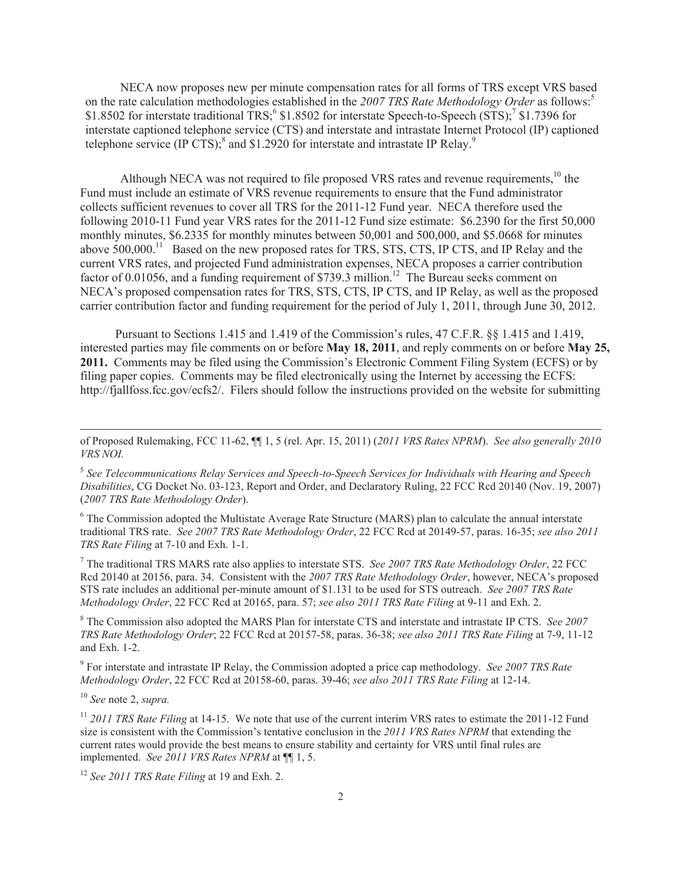NECA now proposes new per minute compensation rates for all forms of TRS except VRS based on the rate calculation methodologies established in the *2007 TRS Rate Methodology Order* as follows:[5] $1.8502 for interstate traditional TRS;[6] $1.8502 for interstate Speech-to-Speech (STS);[7] $1.7396 for interstate captioned telephone service (CTS) and interstate and intrastate Internet Protocol (IP) captioned telephone service (IP CTS);[8] and $1.2920 for interstate and intrastate IP Relay.[9]

Although NECA was not required to file proposed VRS rates and revenue requirements,[10] the Fund must include an estimate of VRS revenue requirements to ensure that the Fund administrator collects sufficient revenues to cover all TRS for the 2011-12 Fund year. NECA therefore used the following 2010-11 Fund year VRS rates for the 2011-12 Fund size estimate: $6.2390 for the first 50,000 monthly minutes, $6.2335 for monthly minutes between 50,001 and 500,000, and $5.0668 for minutes above 500,000.[11] Based on the new proposed rates for TRS, STS, CTS, IP CTS, and IP Relay and the current VRS rates, and projected Fund administration expenses, NECA proposes a carrier contribution factor of 0.01056, and a funding requirement of $739.3 million.[12] The Bureau seeks comment on NECA's proposed compensation rates for TRS, STS, CTS, IP CTS, and IP Relay, as well as the proposed carrier contribution factor and funding requirement for the period of July 1, 2011, through June 30, 2012.

Pursuant to Sections 1.415 and 1.419 of the Commission's rules, 47 C.F.R. §§ 1.415 and 1.419, interested parties may file comments on or before **May 18, 2011**, and reply comments on or before **May 25, 2011.** Comments may be filed using the Commission's Electronic Comment Filing System (ECFS) or by filing paper copies. Comments may be filed electronically using the Internet by accessing the ECFS: http://fjallfoss.fcc.gov/ecfs2/. Filers should follow the instructions provided on the website for submitting

---

of Proposed Rulemaking, FCC 11-62, ¶¶ 1, 5 (rel. Apr. 15, 2011) (*2011 VRS Rates NPRM*). *See also generally 2010 VRS NOI.*

[5] *See Telecommunications Relay Services and Speech-to-Speech Services for Individuals with Hearing and Speech Disabilities*, CG Docket No. 03-123, Report and Order, and Declaratory Ruling, 22 FCC Rcd 20140 (Nov. 19, 2007) (*2007 TRS Rate Methodology Order*).

[6] The Commission adopted the Multistate Average Rate Structure (MARS) plan to calculate the annual interstate traditional TRS rate. *See 2007 TRS Rate Methodology Order*, 22 FCC Rcd at 20149-57, paras. 16-35; *see also 2011 TRS Rate Filing* at 7-10 and Exh. 1-1.

[7] The traditional TRS MARS rate also applies to interstate STS. *See 2007 TRS Rate Methodology Order*, 22 FCC Rcd 20140 at 20156, para. 34. Consistent with the *2007 TRS Rate Methodology Order*, however, NECA's proposed STS rate includes an additional per-minute amount of $1.131 to be used for STS outreach. *See 2007 TRS Rate Methodology Order*, 22 FCC Rcd at 20165, para. 57; *see also 2011 TRS Rate Filing* at 9-11 and Exh. 2.

[8] The Commission also adopted the MARS Plan for interstate CTS and interstate and intrastate IP CTS. *See 2007 TRS Rate Methodology Order*; 22 FCC Rcd at 20157-58, paras. 36-38; *see also 2011 TRS Rate Filing* at 7-9, 11-12 and Exh. 1-2.

[9] For interstate and intrastate IP Relay, the Commission adopted a price cap methodology. *See 2007 TRS Rate Methodology Order*, 22 FCC Rcd at 20158-60, paras. 39-46; *see also 2011 TRS Rate Filing* at 12-14.

[10] *See* note 2, *supra.*

[11] *2011 TRS Rate Filing* at 14-15. We note that use of the current interim VRS rates to estimate the 2011-12 Fund size is consistent with the Commission's tentative conclusion in the *2011 VRS Rates NPRM* that extending the current rates would provide the best means to ensure stability and certainty for VRS until final rules are implemented. *See 2011 VRS Rates NPRM* at ¶¶ 1, 5.

[12] *See 2011 TRS Rate Filing* at 19 and Exh. 2.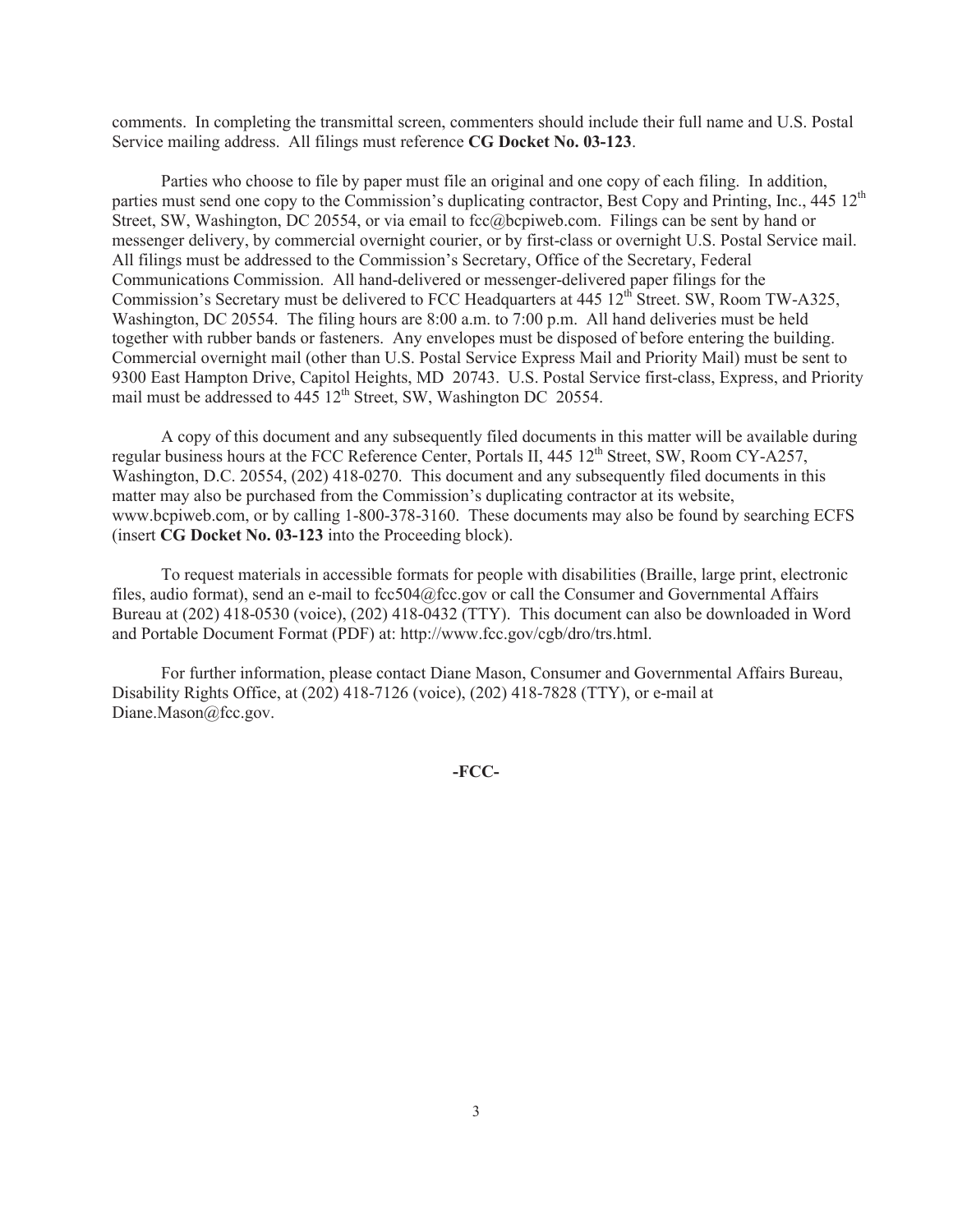comments. In completing the transmittal screen, commenters should include their full name and U.S. Postal Service mailing address. All filings must reference **CG Docket No. 03-123**.

Parties who choose to file by paper must file an original and one copy of each filing. In addition, parties must send one copy to the Commission's duplicating contractor, Best Copy and Printing, Inc., 445 12th Street, SW, Washington, DC 20554, or via email to fcc@bcpiweb.com. Filings can be sent by hand or messenger delivery, by commercial overnight courier, or by first-class or overnight U.S. Postal Service mail. All filings must be addressed to the Commission's Secretary, Office of the Secretary, Federal Communications Commission. All hand-delivered or messenger-delivered paper filings for the Commission's Secretary must be delivered to FCC Headquarters at 445 12th Street. SW, Room TW-A325, Washington, DC 20554. The filing hours are 8:00 a.m. to 7:00 p.m. All hand deliveries must be held together with rubber bands or fasteners. Any envelopes must be disposed of before entering the building. Commercial overnight mail (other than U.S. Postal Service Express Mail and Priority Mail) must be sent to 9300 East Hampton Drive, Capitol Heights, MD 20743. U.S. Postal Service first-class, Express, and Priority mail must be addressed to 445 12th Street, SW, Washington DC 20554.

A copy of this document and any subsequently filed documents in this matter will be available during regular business hours at the FCC Reference Center, Portals II, 445 12th Street, SW, Room CY-A257, Washington, D.C. 20554, (202) 418-0270. This document and any subsequently filed documents in this matter may also be purchased from the Commission's duplicating contractor at its website, www.bcpiweb.com, or by calling 1-800-378-3160. These documents may also be found by searching ECFS (insert **CG Docket No. 03-123** into the Proceeding block).

To request materials in accessible formats for people with disabilities (Braille, large print, electronic files, audio format), send an e-mail to fcc504@fcc.gov or call the Consumer and Governmental Affairs Bureau at (202) 418-0530 (voice), (202) 418-0432 (TTY). This document can also be downloaded in Word and Portable Document Format (PDF) at: http://www.fcc.gov/cgb/dro/trs.html.

For further information, please contact Diane Mason, Consumer and Governmental Affairs Bureau, Disability Rights Office, at (202) 418-7126 (voice), (202) 418-7828 (TTY), or e-mail at Diane.Mason@fcc.gov.

**-FCC-**